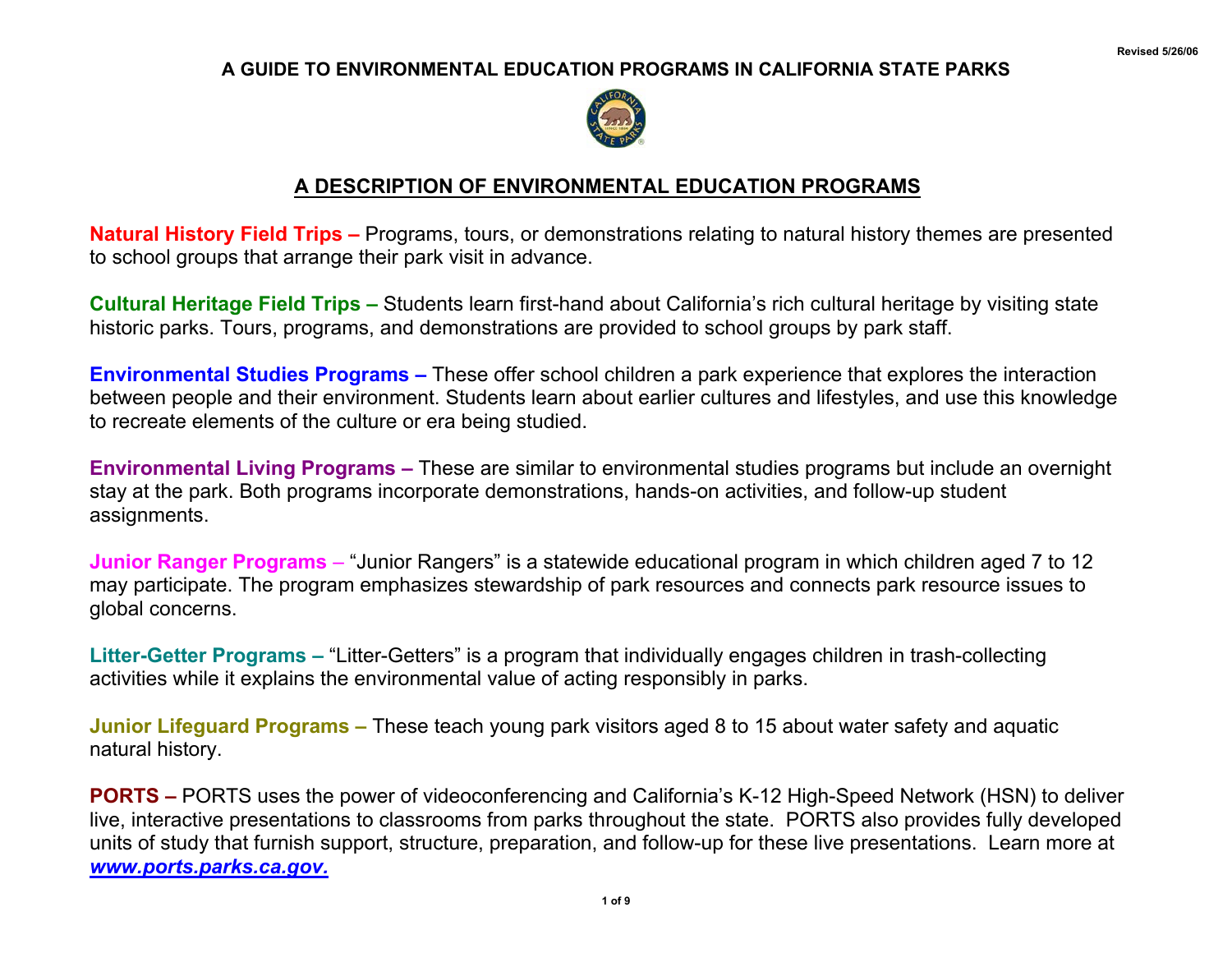Revised 5/26/06

# A GUIDE TO ENVIRONMENTAL EDUCATION PROGRAMS IN CALIFORNIA STATE PARKS

## A DESCRIPTION OF ENVIRONMENTAL EDUCATION PROGRAMS

**Natural History Field Trips –** Programs, tours, or demonstrations relating to natural history themes are presented to school groups that arrange their park visit in advance.

**Cultural Heritage Field Trips –** Students learn first-hand about California's rich cultural heritage by visiting state historic parks. Tours, programs, and demonstrations are provided to school groups by park staff.

**Environmental Studies Programs –** These offer school children a park experience that explores the interaction between people and their environment. Students learn about earlier cultures and lifestyles, and use this knowledge to recreate elements of the culture or era being studied.

**Environmental Living Programs –** These are similar to environmental studies programs but include an overnight stay at the park. Both programs incorporate demonstrations, hands-on activities, and follow-up student assignments.

**Junior Ranger Programs** – "Junior Rangers" is a statewide educational program in which children aged 7 to 12 may participate. The program emphasizes stewardship of park resources and connects park resource issues to global concerns.

**Litter-Getter Programs –** "Litter-Getters" is a program that individually engages children in trash-collecting activities while it explains the environmental value of acting responsibly in parks.

**Junior Lifeguard Programs –** These teach young park visitors aged 8 to 15 about water safety and aquatic natural history.

**PORTS –** PORTS uses the power of videoconferencing and California's K-12 High-Speed Network (HSN) to deliver live, interactive presentations to classrooms from parks throughout the state. PORTS also provides fully developed units of study that furnish support, structure, preparation, and follow-up for these live presentations. Learn more at ***www.ports.parks.ca.gov.***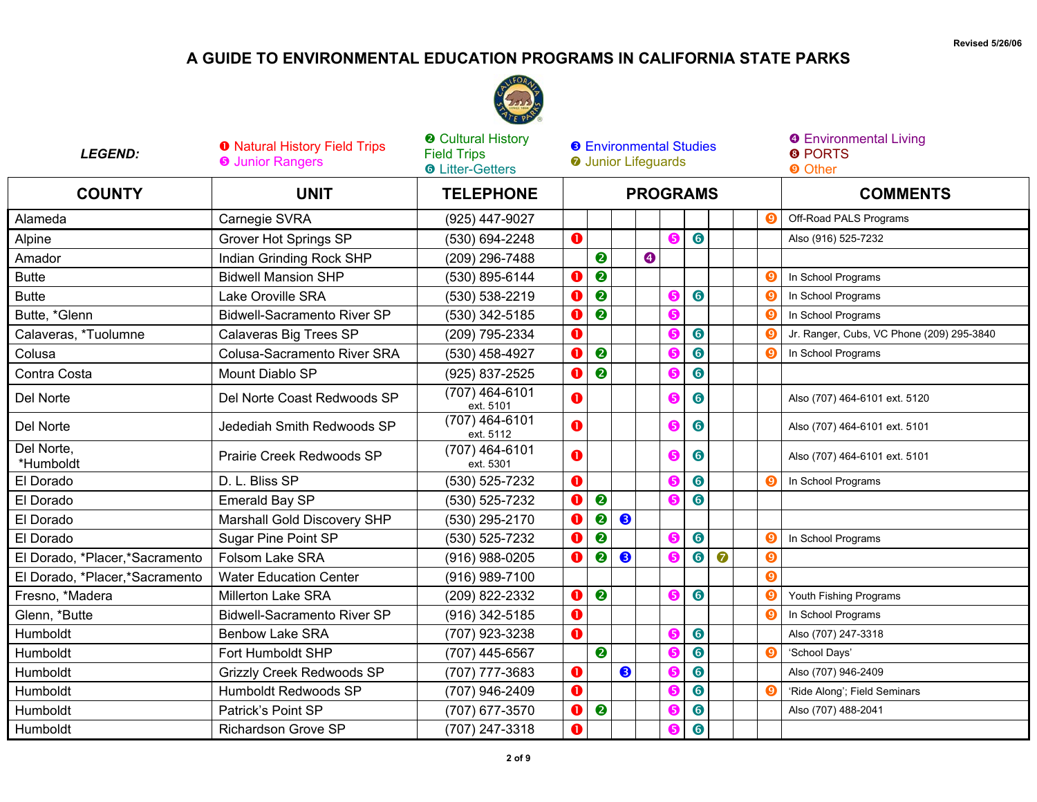Revised 5/26/06

# A GUIDE TO ENVIRONMENTAL EDUCATION PROGRAMS IN CALIFORNIA STATE PARKS

***LEGEND:***

- ❶ Natural History Field Trips
- ❷ Cultural History Field Trips
- ❸ Environmental Studies
- ❹ Environmental Living
- ❺ Junior Rangers
- ❻ Litter-Getters
- ❼ Junior Lifeguards
- ❽ PORTS
- ❾ Other

| COUNTY | UNIT | TELEPHONE | PROGRAMS | | | | | | | | | COMMENTS |
|---|---|---|---|---|---|---|---|---|---|---|---|---|
| Alameda | Carnegie SVRA | (925) 447-9027 | | | | | | | | | ❾ | Off-Road PALS Programs |
| Alpine | Grover Hot Springs SP | (530) 694-2248 | ❶ | | | | ❺ | ❻ | | | | Also (916) 525-7232 |
| Amador | Indian Grinding Rock SHP | (209) 296-7488 | | ❷ | | ❹ | | | | | | |
| Butte | Bidwell Mansion SHP | (530) 895-6144 | ❶ | ❷ | | | | | | | ❾ | In School Programs |
| Butte | Lake Oroville SRA | (530) 538-2219 | ❶ | ❷ | | | ❺ | ❻ | | | ❾ | In School Programs |
| Butte, *Glenn | Bidwell-Sacramento River SP | (530) 342-5185 | ❶ | ❷ | | | ❺ | | | | ❾ | In School Programs |
| Calaveras, *Tuolumne | Calaveras Big Trees SP | (209) 795-2334 | ❶ | | | | ❺ | ❻ | | | ❾ | Jr. Ranger, Cubs, VC Phone (209) 295-3840 |
| Colusa | Colusa-Sacramento River SRA | (530) 458-4927 | ❶ | ❷ | | | ❺ | ❻ | | | ❾ | In School Programs |
| Contra Costa | Mount Diablo SP | (925) 837-2525 | ❶ | ❷ | | | ❺ | ❻ | | | | |
| Del Norte | Del Norte Coast Redwoods SP | (707) 464-6101 ext. 5101 | ❶ | | | | ❺ | ❻ | | | | Also (707) 464-6101 ext. 5120 |
| Del Norte | Jedediah Smith Redwoods SP | (707) 464-6101 ext. 5112 | ❶ | | | | ❺ | ❻ | | | | Also (707) 464-6101 ext. 5101 |
| Del Norte, *Humboldt | Prairie Creek Redwoods SP | (707) 464-6101 ext. 5301 | ❶ | | | | ❺ | ❻ | | | | Also (707) 464-6101 ext. 5101 |
| El Dorado | D. L. Bliss SP | (530) 525-7232 | ❶ | | | | ❺ | ❻ | | | ❾ | In School Programs |
| El Dorado | Emerald Bay SP | (530) 525-7232 | ❶ | ❷ | | | ❺ | ❻ | | | | |
| El Dorado | Marshall Gold Discovery SHP | (530) 295-2170 | ❶ | ❷ | ❸ | | | | | | | |
| El Dorado | Sugar Pine Point SP | (530) 525-7232 | ❶ | ❷ | | | ❺ | ❻ | | | ❾ | In School Programs |
| El Dorado, *Placer,*Sacramento | Folsom Lake SRA | (916) 988-0205 | ❶ | ❷ | ❸ | | ❺ | ❻ | ❼ | | ❾ | |
| El Dorado, *Placer,*Sacramento | Water Education Center | (916) 989-7100 | | | | | | | | | ❾ | |
| Fresno, *Madera | Millerton Lake SRA | (209) 822-2332 | ❶ | ❷ | | | ❺ | ❻ | | | ❾ | Youth Fishing Programs |
| Glenn, *Butte | Bidwell-Sacramento River SP | (916) 342-5185 | ❶ | | | | | | | | ❾ | In School Programs |
| Humboldt | Benbow Lake SRA | (707) 923-3238 | ❶ | | | | ❺ | ❻ | | | | Also (707) 247-3318 |
| Humboldt | Fort Humboldt SHP | (707) 445-6567 | | ❷ | | | ❺ | ❻ | | | ❾ | 'School Days' |
| Humboldt | Grizzly Creek Redwoods SP | (707) 777-3683 | ❶ | | ❸ | | ❺ | ❻ | | | | Also (707) 946-2409 |
| Humboldt | Humboldt Redwoods SP | (707) 946-2409 | ❶ | | | | ❺ | ❻ | | | ❾ | 'Ride Along'; Field Seminars |
| Humboldt | Patrick's Point SP | (707) 677-3570 | ❶ | ❷ | | | ❺ | ❻ | | | | Also (707) 488-2041 |
| Humboldt | Richardson Grove SP | (707) 247-3318 | ❶ | | | | ❺ | ❻ | | | | |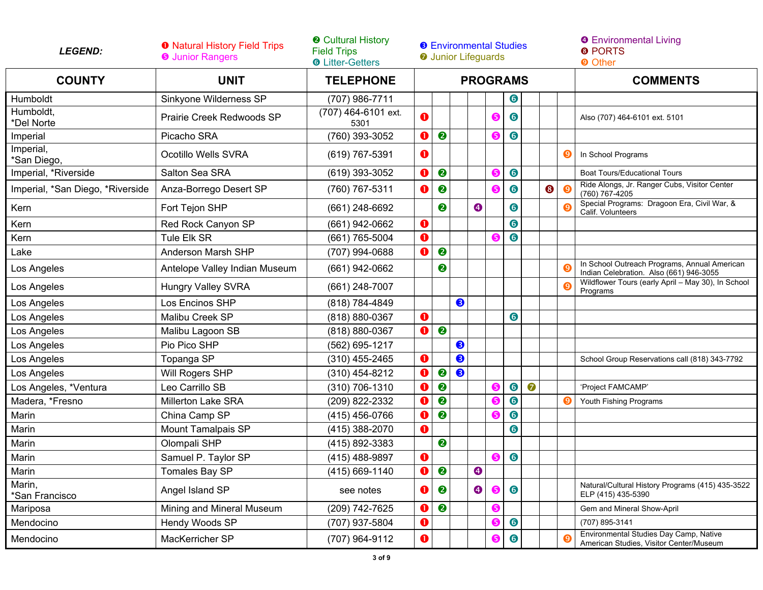**LEGEND:**

❶ Natural History Field Trips
❺ Junior Rangers
❷ Cultural History Field Trips
❻ Litter-Getters
❸ Environmental Studies
❼ Junior Lifeguards
❹ Environmental Living
❽ PORTS
❾ Other

| COUNTY | UNIT | TELEPHONE | PROGRAMS | | | | | | | | | COMMENTS |
|---|---|---|---|---|---|---|---|---|---|---|---|---|
| Humboldt | Sinkyone Wilderness SP | (707) 986-7711 | | | | | | ❻ | | | | |
| Humboldt, *Del Norte | Prairie Creek Redwoods SP | (707) 464-6101 ext. 5301 | ❶ | | | | ❺ | ❻ | | | | Also (707) 464-6101 ext. 5101 |
| Imperial | Picacho SRA | (760) 393-3052 | ❶ | ❷ | | | ❺ | ❻ | | | | |
| Imperial, *San Diego, | Ocotillo Wells SVRA | (619) 767-5391 | ❶ | | | | | | | | ❾ | In School Programs |
| Imperial, *Riverside | Salton Sea SRA | (619) 393-3052 | ❶ | ❷ | | | ❺ | ❻ | | | | Boat Tours/Educational Tours |
| Imperial, *San Diego, *Riverside | Anza-Borrego Desert SP | (760) 767-5311 | ❶ | ❷ | | | ❺ | ❻ | | ❽ | ❾ | Ride Alongs, Jr. Ranger Cubs, Visitor Center (760) 767-4205 |
| Kern | Fort Tejon SHP | (661) 248-6692 | | ❷ | | ❹ | | ❻ | | | ❾ | Special Programs: Dragoon Era, Civil War, & Calif. Volunteers |
| Kern | Red Rock Canyon SP | (661) 942-0662 | ❶ | | | | | ❻ | | | | |
| Kern | Tule Elk SR | (661) 765-5004 | ❶ | | | | ❺ | ❻ | | | | |
| Lake | Anderson Marsh SHP | (707) 994-0688 | ❶ | ❷ | | | | | | | | |
| Los Angeles | Antelope Valley Indian Museum | (661) 942-0662 | | ❷ | | | | | | | ❾ | In School Outreach Programs, Annual American Indian Celebration. Also (661) 946-3055 |
| Los Angeles | Hungry Valley SVRA | (661) 248-7007 | | | | | | | | | ❾ | Wildflower Tours (early April – May 30), In School Programs |
| Los Angeles | Los Encinos SHP | (818) 784-4849 | | | ❸ | | | | | | | |
| Los Angeles | Malibu Creek SP | (818) 880-0367 | ❶ | | | | | ❻ | | | | |
| Los Angeles | Malibu Lagoon SB | (818) 880-0367 | ❶ | ❷ | | | | | | | | |
| Los Angeles | Pio Pico SHP | (562) 695-1217 | | | ❸ | | | | | | | |
| Los Angeles | Topanga SP | (310) 455-2465 | ❶ | | ❸ | | | | | | | School Group Reservations call (818) 343-7792 |
| Los Angeles | Will Rogers SHP | (310) 454-8212 | ❶ | ❷ | ❸ | | | | | | | |
| Los Angeles, *Ventura | Leo Carrillo SB | (310) 706-1310 | ❶ | ❷ | | | ❺ | ❻ | ❼ | | | 'Project FAMCAMP' |
| Madera, *Fresno | Millerton Lake SRA | (209) 822-2332 | ❶ | ❷ | | | ❺ | ❻ | | | ❾ | Youth Fishing Programs |
| Marin | China Camp SP | (415) 456-0766 | ❶ | ❷ | | | ❺ | ❻ | | | | |
| Marin | Mount Tamalpais SP | (415) 388-2070 | ❶ | | | | | ❻ | | | | |
| Marin | Olompali SHP | (415) 892-3383 | | ❷ | | | | | | | | |
| Marin | Samuel P. Taylor SP | (415) 488-9897 | ❶ | | | | ❺ | ❻ | | | | |
| Marin | Tomales Bay SP | (415) 669-1140 | ❶ | ❷ | | ❹ | | | | | | |
| Marin, *San Francisco | Angel Island SP | see notes | ❶ | ❷ | | ❹ | ❺ | ❻ | | | | Natural/Cultural History Programs (415) 435-3522 ELP (415) 435-5390 |
| Mariposa | Mining and Mineral Museum | (209) 742-7625 | ❶ | ❷ | | | ❺ | | | | | Gem and Mineral Show-April |
| Mendocino | Hendy Woods SP | (707) 937-5804 | ❶ | | | | ❺ | ❻ | | | | (707) 895-3141 |
| Mendocino | MacKerricher SP | (707) 964-9112 | ❶ | | | | ❺ | ❻ | | | ❾ | Environmental Studies Day Camp, Native American Studies, Visitor Center/Museum |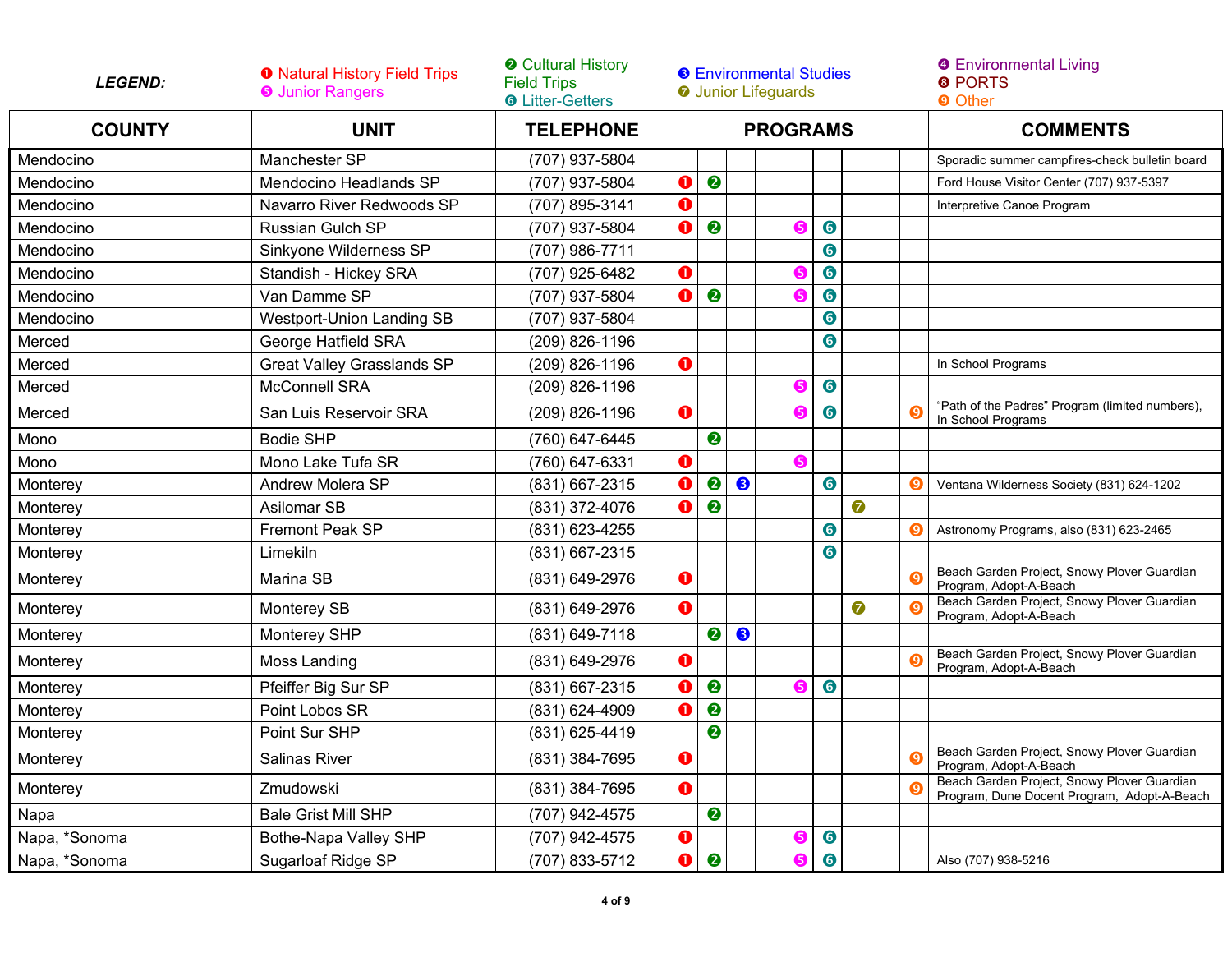**LEGEND:**

❶ Natural History Field Trips
❺ Junior Rangers
❷ Cultural History Field Trips
❻ Litter-Getters
❸ Environmental Studies
❼ Junior Lifeguards
❹ Environmental Living
❽ PORTS
❾ Other

| COUNTY | UNIT | TELEPHONE | PROGRAMS | | | | | | | | | COMMENTS |
|---|---|---|---|---|---|---|---|---|---|---|---|---|
| Mendocino | Manchester SP | (707) 937-5804 | | | | | | | | | | Sporadic summer campfires-check bulletin board |
| Mendocino | Mendocino Headlands SP | (707) 937-5804 | ❶ | ❷ | | | | | | | | Ford House Visitor Center (707) 937-5397 |
| Mendocino | Navarro River Redwoods SP | (707) 895-3141 | ❶ | | | | | | | | | Interpretive Canoe Program |
| Mendocino | Russian Gulch SP | (707) 937-5804 | ❶ | ❷ | | | ❺ | ❻ | | | | |
| Mendocino | Sinkyone Wilderness SP | (707) 986-7711 | | | | | | ❻ | | | | |
| Mendocino | Standish - Hickey SRA | (707) 925-6482 | ❶ | | | | ❺ | ❻ | | | | |
| Mendocino | Van Damme SP | (707) 937-5804 | ❶ | ❷ | | | ❺ | ❻ | | | | |
| Mendocino | Westport-Union Landing SB | (707) 937-5804 | | | | | | ❻ | | | | |
| Merced | George Hatfield SRA | (209) 826-1196 | | | | | | ❻ | | | | |
| Merced | Great Valley Grasslands SP | (209) 826-1196 | ❶ | | | | | | | | | In School Programs |
| Merced | McConnell SRA | (209) 826-1196 | | | | | ❺ | ❻ | | | | |
| Merced | San Luis Reservoir SRA | (209) 826-1196 | ❶ | | | | ❺ | ❻ | | | ❾ | "Path of the Padres" Program (limited numbers), In School Programs |
| Mono | Bodie SHP | (760) 647-6445 | | ❷ | | | | | | | | |
| Mono | Mono Lake Tufa SR | (760) 647-6331 | ❶ | | | | ❺ | | | | | |
| Monterey | Andrew Molera SP | (831) 667-2315 | ❶ | ❷ | ❸ | | | ❻ | | | ❾ | Ventana Wilderness Society (831) 624-1202 |
| Monterey | Asilomar SB | (831) 372-4076 | ❶ | ❷ | | | | | ❼ | | | |
| Monterey | Fremont Peak SP | (831) 623-4255 | | | | | | ❻ | | | ❾ | Astronomy Programs, also (831) 623-2465 |
| Monterey | Limekiln | (831) 667-2315 | | | | | | ❻ | | | | |
| Monterey | Marina SB | (831) 649-2976 | ❶ | | | | | | | | ❾ | Beach Garden Project, Snowy Plover Guardian Program, Adopt-A-Beach |
| Monterey | Monterey SB | (831) 649-2976 | ❶ | | | | | | ❼ | | ❾ | Beach Garden Project, Snowy Plover Guardian Program, Adopt-A-Beach |
| Monterey | Monterey SHP | (831) 649-7118 | | ❷ | ❸ | | | | | | | |
| Monterey | Moss Landing | (831) 649-2976 | ❶ | | | | | | | | ❾ | Beach Garden Project, Snowy Plover Guardian Program, Adopt-A-Beach |
| Monterey | Pfeiffer Big Sur SP | (831) 667-2315 | ❶ | ❷ | | | ❺ | ❻ | | | | |
| Monterey | Point Lobos SR | (831) 624-4909 | ❶ | ❷ | | | | | | | | |
| Monterey | Point Sur SHP | (831) 625-4419 | | ❷ | | | | | | | | |
| Monterey | Salinas River | (831) 384-7695 | ❶ | | | | | | | | ❾ | Beach Garden Project, Snowy Plover Guardian Program, Adopt-A-Beach |
| Monterey | Zmudowski | (831) 384-7695 | ❶ | | | | | | | | ❾ | Beach Garden Project, Snowy Plover Guardian Program, Dune Docent Program, Adopt-A-Beach |
| Napa | Bale Grist Mill SHP | (707) 942-4575 | | ❷ | | | | | | | | |
| Napa, *Sonoma | Bothe-Napa Valley SHP | (707) 942-4575 | ❶ | | | | ❺ | ❻ | | | | |
| Napa, *Sonoma | Sugarloaf Ridge SP | (707) 833-5712 | ❶ | ❷ | | | ❺ | ❻ | | | | Also (707) 938-5216 |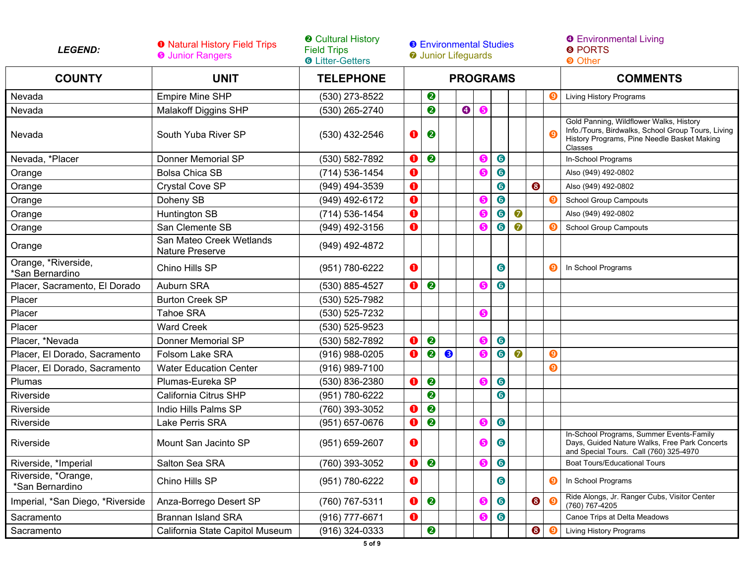***LEGEND:***

❶ Natural History Field Trips
❷ Cultural History Field Trips
❸ Environmental Studies
❹ Environmental Living
❺ Junior Rangers
❻ Litter-Getters
❼ Junior Lifeguards
❽ PORTS
❾ Other

| COUNTY | UNIT | TELEPHONE | PROGRAMS | | | | | | | | | COMMENTS |
|---|---|---|---|---|---|---|---|---|---|---|---|---|
| Nevada | Empire Mine SHP | (530) 273-8522 | | ❷ | | | | | | | ❾ | Living History Programs |
| Nevada | Malakoff Diggins SHP | (530) 265-2740 | | ❷ | | ❹ | ❺ | | | | | |
| Nevada | South Yuba River SP | (530) 432-2546 | ❶ | ❷ | | | | | | | ❾ | Gold Panning, Wildflower Walks, History Info./Tours, Birdwalks, School Group Tours, Living History Programs, Pine Needle Basket Making Classes |
| Nevada, *Placer | Donner Memorial SP | (530) 582-7892 | ❶ | ❷ | | | ❺ | ❻ | | | | In-School Programs |
| Orange | Bolsa Chica SB | (714) 536-1454 | ❶ | | | | ❺ | ❻ | | | | Also (949) 492-0802 |
| Orange | Crystal Cove SP | (949) 494-3539 | ❶ | | | | | ❻ | | ❽ | | Also (949) 492-0802 |
| Orange | Doheny SB | (949) 492-6172 | ❶ | | | | ❺ | ❻ | | | ❾ | School Group Campouts |
| Orange | Huntington SB | (714) 536-1454 | ❶ | | | | ❺ | ❻ | ❼ | | | Also (949) 492-0802 |
| Orange | San Clemente SB | (949) 492-3156 | ❶ | | | | ❺ | ❻ | ❼ | | ❾ | School Group Campouts |
| Orange | San Mateo Creek Wetlands Nature Preserve | (949) 492-4872 | | | | | | | | | | |
| Orange, *Riverside, *San Bernardino | Chino Hills SP | (951) 780-6222 | ❶ | | | | | ❻ | | | ❾ | In School Programs |
| Placer, Sacramento, El Dorado | Auburn SRA | (530) 885-4527 | ❶ | ❷ | | | ❺ | ❻ | | | | |
| Placer | Burton Creek SP | (530) 525-7982 | | | | | | | | | | |
| Placer | Tahoe SRA | (530) 525-7232 | | | | | ❺ | | | | | |
| Placer | Ward Creek | (530) 525-9523 | | | | | | | | | | |
| Placer, *Nevada | Donner Memorial SP | (530) 582-7892 | ❶ | ❷ | | | ❺ | ❻ | | | | |
| Placer, El Dorado, Sacramento | Folsom Lake SRA | (916) 988-0205 | ❶ | ❷ | ❸ | | ❺ | ❻ | ❼ | | ❾ | |
| Placer, El Dorado, Sacramento | Water Education Center | (916) 989-7100 | | | | | | | | | ❾ | |
| Plumas | Plumas-Eureka SP | (530) 836-2380 | ❶ | ❷ | | | ❺ | ❻ | | | | |
| Riverside | California Citrus SHP | (951) 780-6222 | | ❷ | | | | ❻ | | | | |
| Riverside | Indio Hills Palms SP | (760) 393-3052 | ❶ | ❷ | | | | | | | | |
| Riverside | Lake Perris SRA | (951) 657-0676 | ❶ | ❷ | | | ❺ | ❻ | | | | |
| Riverside | Mount San Jacinto SP | (951) 659-2607 | ❶ | | | | ❺ | ❻ | | | | In-School Programs, Summer Events-Family Days, Guided Nature Walks, Free Park Concerts and Special Tours. Call (760) 325-4970 |
| Riverside, *Imperial | Salton Sea SRA | (760) 393-3052 | ❶ | ❷ | | | ❺ | ❻ | | | | Boat Tours/Educational Tours |
| Riverside, *Orange, *San Bernardino | Chino Hills SP | (951) 780-6222 | ❶ | | | | | ❻ | | | ❾ | In School Programs |
| Imperial, *San Diego, *Riverside | Anza-Borrego Desert SP | (760) 767-5311 | ❶ | ❷ | | | ❺ | ❻ | | ❽ | ❾ | Ride Alongs, Jr. Ranger Cubs, Visitor Center (760) 767-4205 |
| Sacramento | Brannan Island SRA | (916) 777-6671 | ❶ | | | | ❺ | ❻ | | | | Canoe Trips at Delta Meadows |
| Sacramento | California State Capitol Museum | (916) 324-0333 | | ❷ | | | | | | ❽ | ❾ | Living History Programs |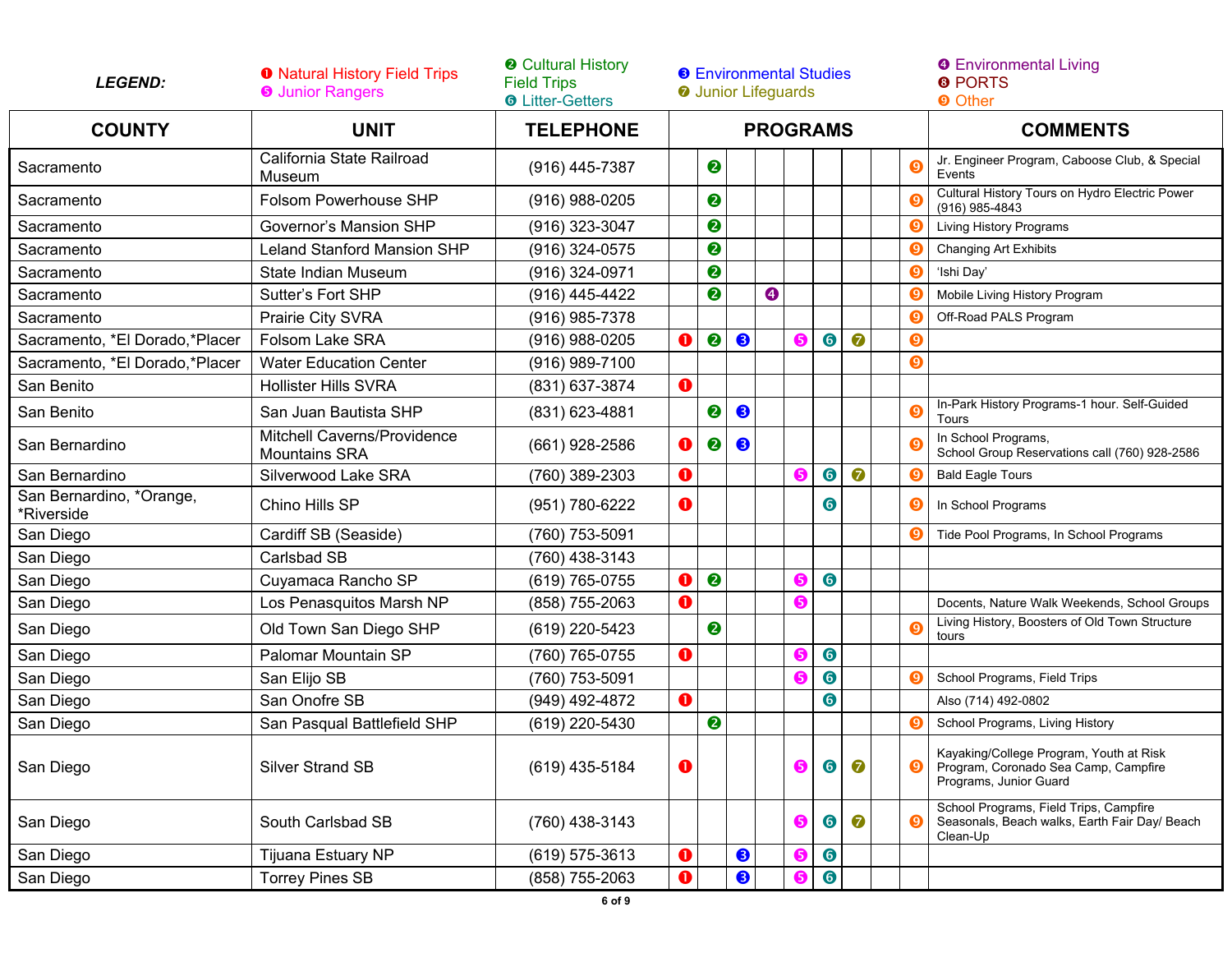**LEGEND:**

❶ Natural History Field Trips
❷ Cultural History Field Trips
❸ Environmental Studies
❹ Environmental Living
❺ Junior Rangers
❻ Litter-Getters
❼ Junior Lifeguards
❽ PORTS
❾ Other

| COUNTY | UNIT | TELEPHONE | PROGRAMS | | | | | | | | | COMMENTS |
|---|---|---|---|---|---|---|---|---|---|---|---|---|
| Sacramento | California State Railroad Museum | (916) 445-7387 | | ❷ | | | | | | | ❾ | Jr. Engineer Program, Caboose Club, & Special Events |
| Sacramento | Folsom Powerhouse SHP | (916) 988-0205 | | ❷ | | | | | | | ❾ | Cultural History Tours on Hydro Electric Power (916) 985-4843 |
| Sacramento | Governor's Mansion SHP | (916) 323-3047 | | ❷ | | | | | | | ❾ | Living History Programs |
| Sacramento | Leland Stanford Mansion SHP | (916) 324-0575 | | ❷ | | | | | | | ❾ | Changing Art Exhibits |
| Sacramento | State Indian Museum | (916) 324-0971 | | ❷ | | | | | | | ❾ | 'Ishi Day' |
| Sacramento | Sutter's Fort SHP | (916) 445-4422 | | ❷ | | ❹ | | | | | ❾ | Mobile Living History Program |
| Sacramento | Prairie City SVRA | (916) 985-7378 | | | | | | | | | ❾ | Off-Road PALS Program |
| Sacramento, *El Dorado,*Placer | Folsom Lake SRA | (916) 988-0205 | ❶ | ❷ | ❸ | | ❺ | ❻ | ❼ | | ❾ | |
| Sacramento, *El Dorado,*Placer | Water Education Center | (916) 989-7100 | | | | | | | | | ❾ | |
| San Benito | Hollister Hills SVRA | (831) 637-3874 | ❶ | | | | | | | | | |
| San Benito | San Juan Bautista SHP | (831) 623-4881 | | ❷ | ❸ | | | | | | ❾ | In-Park History Programs-1 hour. Self-Guided Tours |
| San Bernardino | Mitchell Caverns/Providence Mountains SRA | (661) 928-2586 | ❶ | ❷ | ❸ | | | | | | ❾ | In School Programs, School Group Reservations call (760) 928-2586 |
| San Bernardino | Silverwood Lake SRA | (760) 389-2303 | ❶ | | | | ❺ | ❻ | ❼ | | ❾ | Bald Eagle Tours |
| San Bernardino, *Orange, *Riverside | Chino Hills SP | (951) 780-6222 | ❶ | | | | | ❻ | | | ❾ | In School Programs |
| San Diego | Cardiff SB (Seaside) | (760) 753-5091 | | | | | | | | | ❾ | Tide Pool Programs, In School Programs |
| San Diego | Carlsbad SB | (760) 438-3143 | | | | | | | | | | |
| San Diego | Cuyamaca Rancho SP | (619) 765-0755 | ❶ | ❷ | | | ❺ | ❻ | | | | |
| San Diego | Los Penasquitos Marsh NP | (858) 755-2063 | ❶ | | | | ❺ | | | | | Docents, Nature Walk Weekends, School Groups |
| San Diego | Old Town San Diego SHP | (619) 220-5423 | | ❷ | | | | | | | ❾ | Living History, Boosters of Old Town Structure tours |
| San Diego | Palomar Mountain SP | (760) 765-0755 | ❶ | | | | ❺ | ❻ | | | | |
| San Diego | San Elijo SB | (760) 753-5091 | | | | | ❺ | ❻ | | | ❾ | School Programs, Field Trips |
| San Diego | San Onofre SB | (949) 492-4872 | ❶ | | | | | ❻ | | | | Also (714) 492-0802 |
| San Diego | San Pasqual Battlefield SHP | (619) 220-5430 | | ❷ | | | | | | | ❾ | School Programs, Living History |
| San Diego | Silver Strand SB | (619) 435-5184 | ❶ | | | | ❺ | ❻ | ❼ | | ❾ | Kayaking/College Program, Youth at Risk Program, Coronado Sea Camp, Campfire Programs, Junior Guard |
| San Diego | South Carlsbad SB | (760) 438-3143 | | | | | ❺ | ❻ | ❼ | | ❾ | School Programs, Field Trips, Campfire Seasonals, Beach walks, Earth Fair Day/ Beach Clean-Up |
| San Diego | Tijuana Estuary NP | (619) 575-3613 | ❶ | | ❸ | | ❺ | ❻ | | | | |
| San Diego | Torrey Pines SB | (858) 755-2063 | ❶ | | ❸ | | ❺ | ❻ | | | | |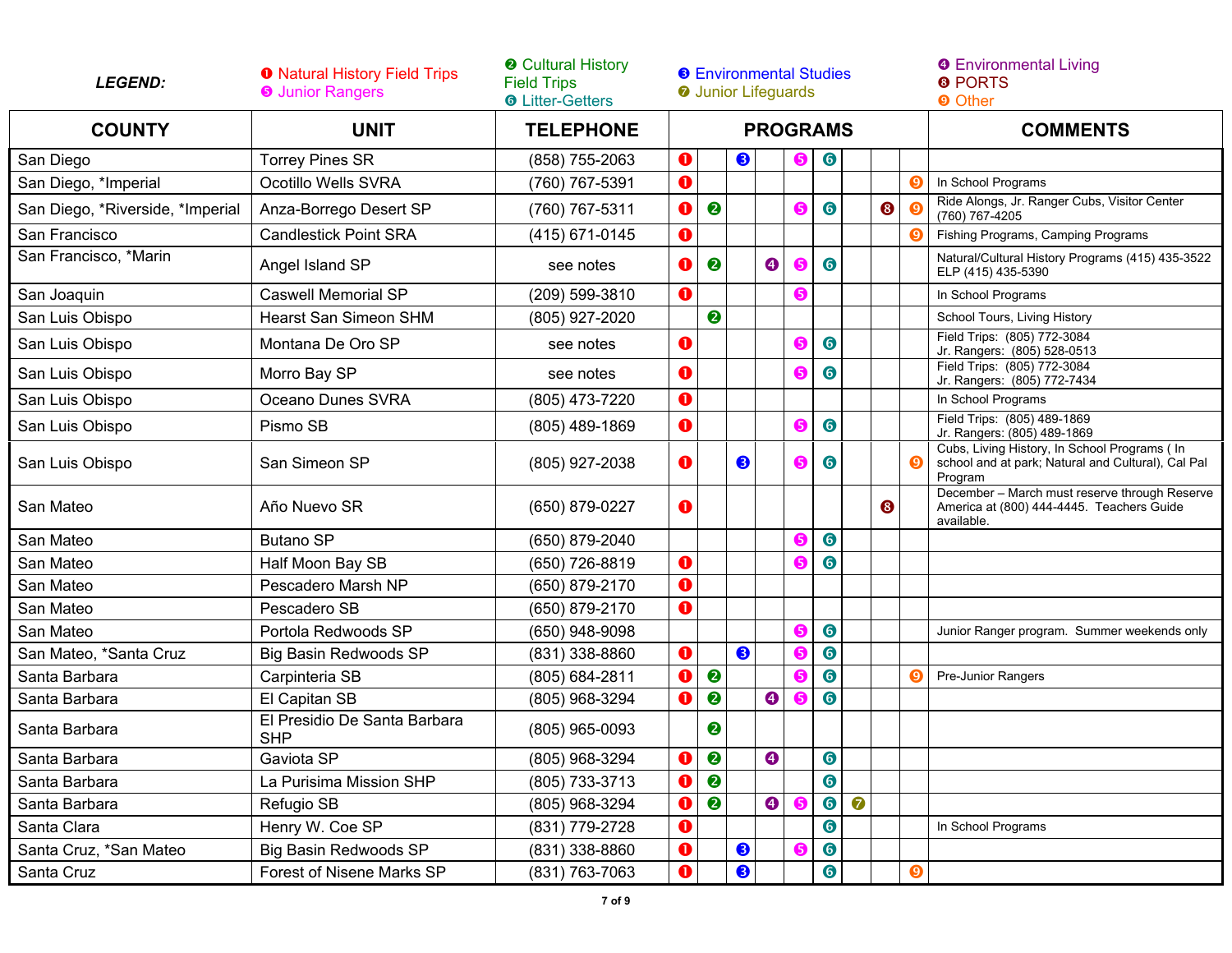***LEGEND:***

❶ Natural History Field Trips
❺ Junior Rangers
❷ Cultural History Field Trips
❻ Litter-Getters
❸ Environmental Studies
❼ Junior Lifeguards
❹ Environmental Living
❽ PORTS
❾ Other

| COUNTY | UNIT | TELEPHONE | PROGRAMS | | | | | | | | | COMMENTS |
|---|---|---|---|---|---|---|---|---|---|---|---|---|
| San Diego | Torrey Pines SR | (858) 755-2063 | ❶ | | ❸ | | ❺ | ❻ | | | | |
| San Diego, *Imperial | Ocotillo Wells SVRA | (760) 767-5391 | ❶ | | | | | | | | ❾ | In School Programs |
| San Diego, *Riverside, *Imperial | Anza-Borrego Desert SP | (760) 767-5311 | ❶ | ❷ | | | ❺ | ❻ | | ❽ | ❾ | Ride Alongs, Jr. Ranger Cubs, Visitor Center (760) 767-4205 |
| San Francisco | Candlestick Point SRA | (415) 671-0145 | ❶ | | | | | | | | ❾ | Fishing Programs, Camping Programs |
| San Francisco, *Marin | Angel Island SP | see notes | ❶ | ❷ | | ❹ | ❺ | ❻ | | | | Natural/Cultural History Programs (415) 435-3522 ELP (415) 435-5390 |
| San Joaquin | Caswell Memorial SP | (209) 599-3810 | ❶ | | | | ❺ | | | | | In School Programs |
| San Luis Obispo | Hearst San Simeon SHM | (805) 927-2020 | | ❷ | | | | | | | | School Tours, Living History |
| San Luis Obispo | Montana De Oro SP | see notes | ❶ | | | | ❺ | ❻ | | | | Field Trips: (805) 772-3084 Jr. Rangers: (805) 528-0513 |
| San Luis Obispo | Morro Bay SP | see notes | ❶ | | | | ❺ | ❻ | | | | Field Trips: (805) 772-3084 Jr. Rangers: (805) 772-7434 |
| San Luis Obispo | Oceano Dunes SVRA | (805) 473-7220 | ❶ | | | | | | | | | In School Programs |
| San Luis Obispo | Pismo SB | (805) 489-1869 | ❶ | | | | ❺ | ❻ | | | | Field Trips: (805) 489-1869 Jr. Rangers: (805) 489-1869 |
| San Luis Obispo | San Simeon SP | (805) 927-2038 | ❶ | | ❸ | | ❺ | ❻ | | | ❾ | Cubs, Living History, In School Programs ( In school and at park; Natural and Cultural), Cal Pal Program |
| San Mateo | Año Nuevo SR | (650) 879-0227 | ❶ | | | | | | | ❽ | | December – March must reserve through Reserve America at (800) 444-4445. Teachers Guide available. |
| San Mateo | Butano SP | (650) 879-2040 | | | | | ❺ | ❻ | | | | |
| San Mateo | Half Moon Bay SB | (650) 726-8819 | ❶ | | | | ❺ | ❻ | | | | |
| San Mateo | Pescadero Marsh NP | (650) 879-2170 | ❶ | | | | | | | | | |
| San Mateo | Pescadero SB | (650) 879-2170 | ❶ | | | | | | | | | |
| San Mateo | Portola Redwoods SP | (650) 948-9098 | | | | | ❺ | ❻ | | | | Junior Ranger program. Summer weekends only |
| San Mateo, *Santa Cruz | Big Basin Redwoods SP | (831) 338-8860 | ❶ | | ❸ | | ❺ | ❻ | | | | |
| Santa Barbara | Carpinteria SB | (805) 684-2811 | ❶ | ❷ | | | ❺ | ❻ | | | ❾ | Pre-Junior Rangers |
| Santa Barbara | El Capitan SB | (805) 968-3294 | ❶ | ❷ | | ❹ | ❺ | ❻ | | | | |
| Santa Barbara | El Presidio De Santa Barbara SHP | (805) 965-0093 | | ❷ | | | | | | | | |
| Santa Barbara | Gaviota SP | (805) 968-3294 | ❶ | ❷ | | ❹ | | ❻ | | | | |
| Santa Barbara | La Purisima Mission SHP | (805) 733-3713 | ❶ | ❷ | | | | ❻ | | | | |
| Santa Barbara | Refugio SB | (805) 968-3294 | ❶ | ❷ | | ❹ | ❺ | ❻ | ❼ | | | |
| Santa Clara | Henry W. Coe SP | (831) 779-2728 | ❶ | | | | | ❻ | | | | In School Programs |
| Santa Cruz, *San Mateo | Big Basin Redwoods SP | (831) 338-8860 | ❶ | | ❸ | | ❺ | ❻ | | | | |
| Santa Cruz | Forest of Nisene Marks SP | (831) 763-7063 | ❶ | | ❸ | | | ❻ | | | ❾ | |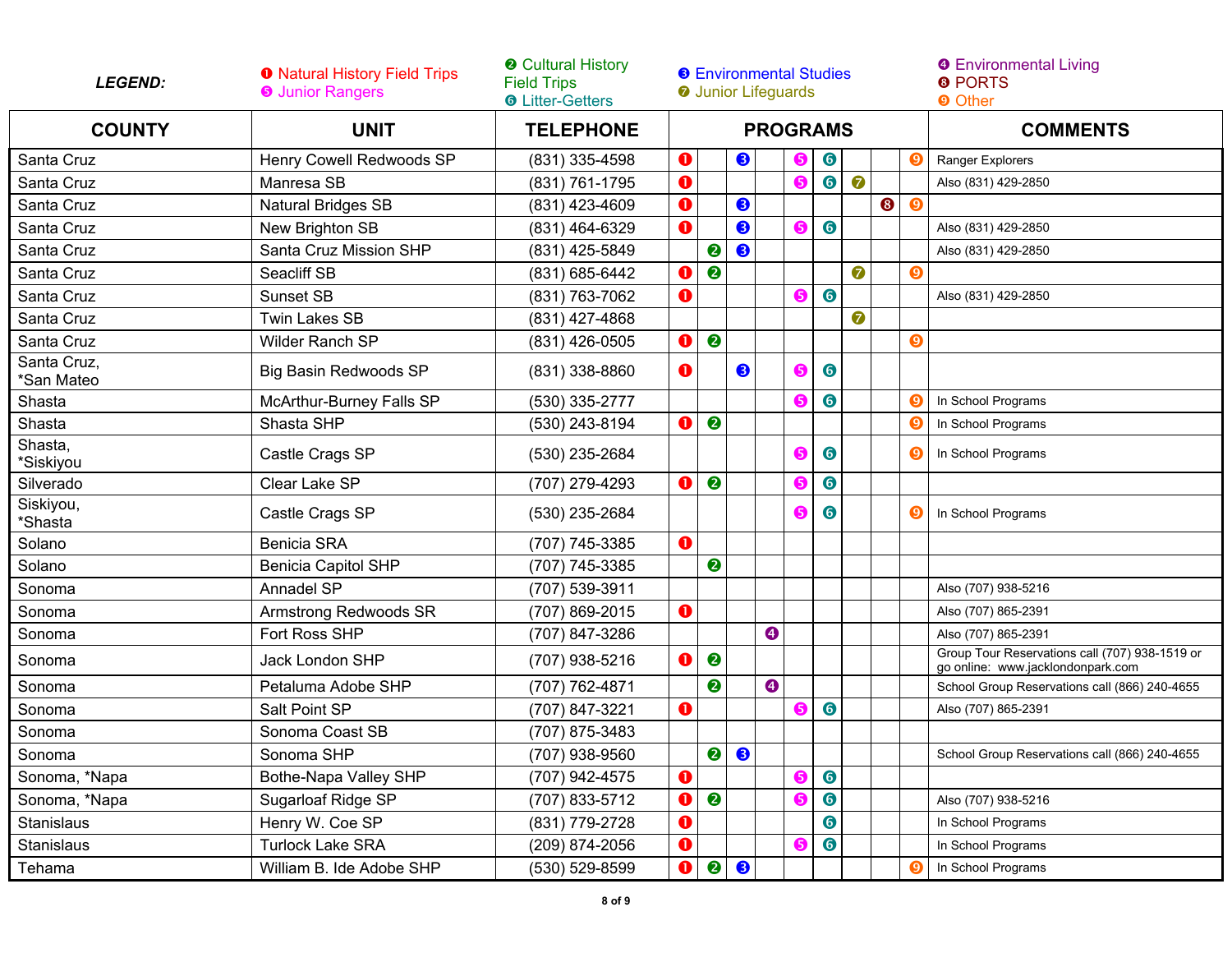**LEGEND:**

❶ Natural History Field Trips
❺ Junior Rangers
❷ Cultural History Field Trips
❻ Litter-Getters
❸ Environmental Studies
❼ Junior Lifeguards
❹ Environmental Living
❽ PORTS
❾ Other

| COUNTY | UNIT | TELEPHONE | PROGRAMS | | | | | | | | | COMMENTS |
|---|---|---|---|---|---|---|---|---|---|---|---|---|
| Santa Cruz | Henry Cowell Redwoods SP | (831) 335-4598 | ❶ | | ❸ | | ❺ | ❻ | | | ❾ | Ranger Explorers |
| Santa Cruz | Manresa SB | (831) 761-1795 | ❶ | | | | ❺ | ❻ | ❼ | | | Also (831) 429-2850 |
| Santa Cruz | Natural Bridges SB | (831) 423-4609 | ❶ | | ❸ | | | | | ❽ | ❾ | |
| Santa Cruz | New Brighton SB | (831) 464-6329 | ❶ | | ❸ | | ❺ | ❻ | | | | Also (831) 429-2850 |
| Santa Cruz | Santa Cruz Mission SHP | (831) 425-5849 | | ❷ | ❸ | | | | | | | Also (831) 429-2850 |
| Santa Cruz | Seacliff SB | (831) 685-6442 | ❶ | ❷ | | | | | ❼ | | ❾ | |
| Santa Cruz | Sunset SB | (831) 763-7062 | ❶ | | | | ❺ | ❻ | | | | Also (831) 429-2850 |
| Santa Cruz | Twin Lakes SB | (831) 427-4868 | | | | | | | ❼ | | | |
| Santa Cruz | Wilder Ranch SP | (831) 426-0505 | ❶ | ❷ | | | | | | | ❾ | |
| Santa Cruz, *San Mateo | Big Basin Redwoods SP | (831) 338-8860 | ❶ | | ❸ | | ❺ | ❻ | | | | |
| Shasta | McArthur-Burney Falls SP | (530) 335-2777 | | | | | ❺ | ❻ | | | ❾ | In School Programs |
| Shasta | Shasta SHP | (530) 243-8194 | ❶ | ❷ | | | | | | | ❾ | In School Programs |
| Shasta, *Siskiyou | Castle Crags SP | (530) 235-2684 | | | | | ❺ | ❻ | | | ❾ | In School Programs |
| Silverado | Clear Lake SP | (707) 279-4293 | ❶ | ❷ | | | ❺ | ❻ | | | | |
| Siskiyou, *Shasta | Castle Crags SP | (530) 235-2684 | | | | | ❺ | ❻ | | | ❾ | In School Programs |
| Solano | Benicia SRA | (707) 745-3385 | ❶ | | | | | | | | | |
| Solano | Benicia Capitol SHP | (707) 745-3385 | | ❷ | | | | | | | | |
| Sonoma | Annadel SP | (707) 539-3911 | | | | | | | | | | Also (707) 938-5216 |
| Sonoma | Armstrong Redwoods SR | (707) 869-2015 | ❶ | | | | | | | | | Also (707) 865-2391 |
| Sonoma | Fort Ross SHP | (707) 847-3286 | | | | ❹ | | | | | | Also (707) 865-2391 |
| Sonoma | Jack London SHP | (707) 938-5216 | ❶ | ❷ | | | | | | | | Group Tour Reservations call (707) 938-1519 or go online: www.jacklondonpark.com |
| Sonoma | Petaluma Adobe SHP | (707) 762-4871 | | ❷ | | ❹ | | | | | | School Group Reservations call (866) 240-4655 |
| Sonoma | Salt Point SP | (707) 847-3221 | ❶ | | | | ❺ | ❻ | | | | Also (707) 865-2391 |
| Sonoma | Sonoma Coast SB | (707) 875-3483 | | | | | | | | | | |
| Sonoma | Sonoma SHP | (707) 938-9560 | | ❷ | ❸ | | | | | | | School Group Reservations call (866) 240-4655 |
| Sonoma, *Napa | Bothe-Napa Valley SHP | (707) 942-4575 | ❶ | | | | ❺ | ❻ | | | | |
| Sonoma, *Napa | Sugarloaf Ridge SP | (707) 833-5712 | ❶ | ❷ | | | ❺ | ❻ | | | | Also (707) 938-5216 |
| Stanislaus | Henry W. Coe SP | (831) 779-2728 | ❶ | | | | | ❻ | | | | In School Programs |
| Stanislaus | Turlock Lake SRA | (209) 874-2056 | ❶ | | | | ❺ | ❻ | | | | In School Programs |
| Tehama | William B. Ide Adobe SHP | (530) 529-8599 | ❶ | ❷ | ❸ | | | | | | ❾ | In School Programs |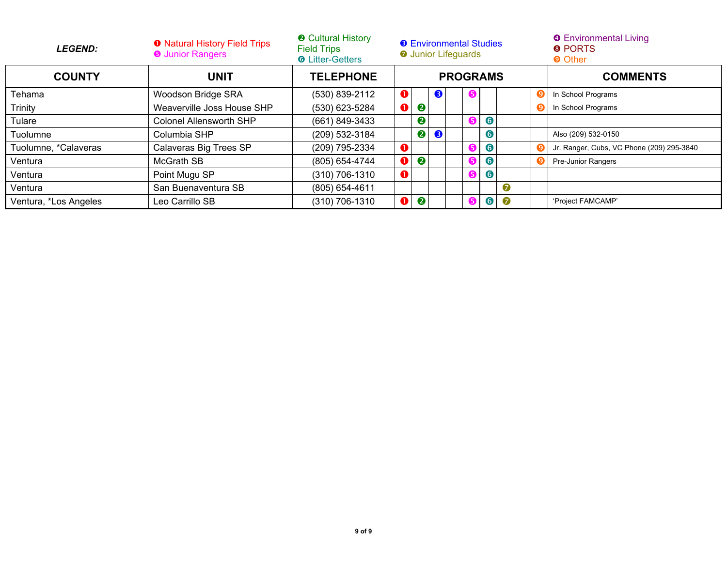***LEGEND:***

❶ Natural History Field Trips
❺ Junior Rangers
❷ Cultural History Field Trips
❻ Litter-Getters
❸ Environmental Studies
❼ Junior Lifeguards
❹ Environmental Living
❽ PORTS
❾ Other

| COUNTY | UNIT | TELEPHONE | PROGRAMS | | | | | | | | | COMMENTS |
|---|---|---|---|---|---|---|---|---|---|---|---|---|
| Tehama | Woodson Bridge SRA | (530) 839-2112 | ❶ | | ❸ | | ❺ | | | | ❾ | In School Programs |
| Trinity | Weaverville Joss House SHP | (530) 623-5284 | ❶ | ❷ | | | | | | | ❾ | In School Programs |
| Tulare | Colonel Allensworth SHP | (661) 849-3433 | | ❷ | | | ❺ | ❻ | | | | |
| Tuolumne | Columbia SHP | (209) 532-3184 | | ❷ | ❸ | | | ❻ | | | | Also (209) 532-0150 |
| Tuolumne, *Calaveras | Calaveras Big Trees SP | (209) 795-2334 | ❶ | | | | ❺ | ❻ | | | ❾ | Jr. Ranger, Cubs, VC Phone (209) 295-3840 |
| Ventura | McGrath SB | (805) 654-4744 | ❶ | ❷ | | | ❺ | ❻ | | | ❾ | Pre-Junior Rangers |
| Ventura | Point Mugu SP | (310) 706-1310 | ❶ | | | | ❺ | ❻ | | | | |
| Ventura | San Buenaventura SB | (805) 654-4611 | | | | | | | ❼ | | | |
| Ventura, *Los Angeles | Leo Carrillo SB | (310) 706-1310 | ❶ | ❷ | | | ❺ | ❻ | ❼ | | | 'Project FAMCAMP' |